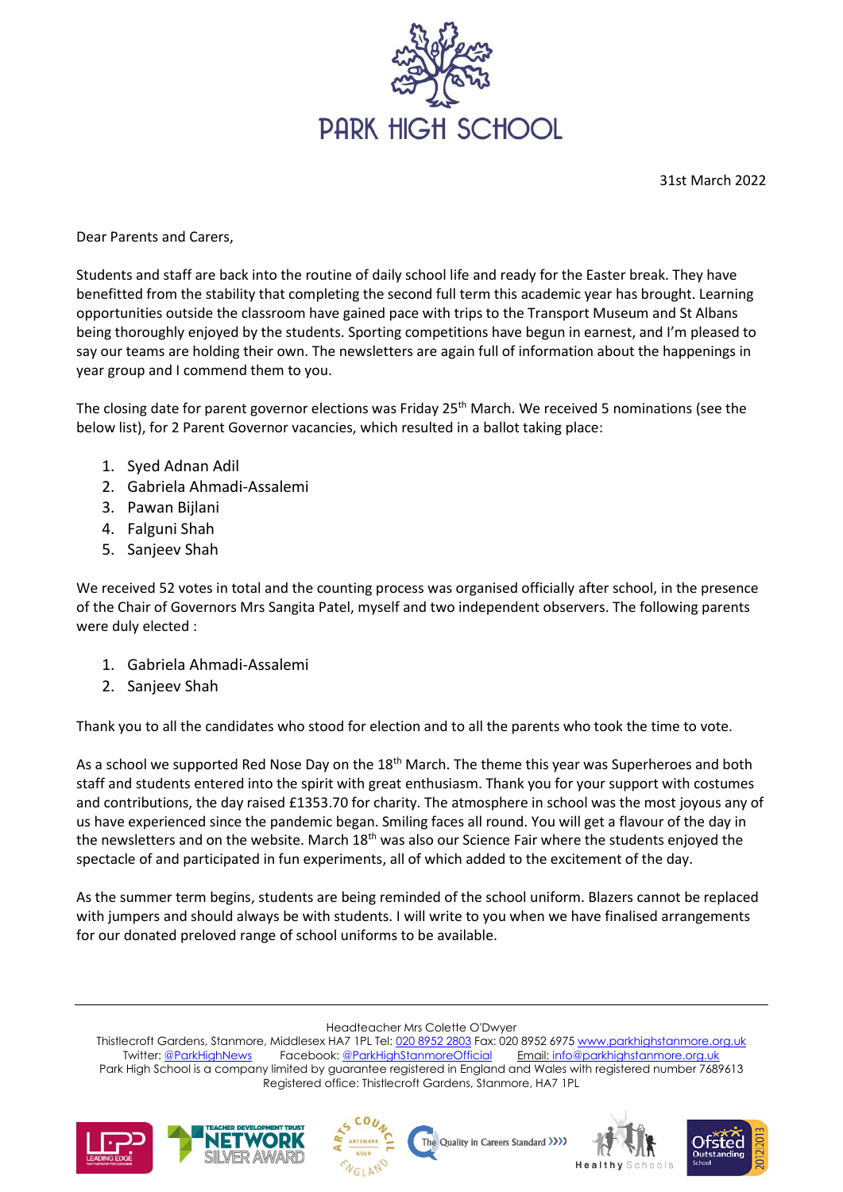# PARK HIGH SCHOOL

31st March 2022

Dear Parents and Carers,

Students and staff are back into the routine of daily school life and ready for the Easter break. They have benefitted from the stability that completing the second full term this academic year has brought. Learning opportunities outside the classroom have gained pace with trips to the Transport Museum and St Albans being thoroughly enjoyed by the students. Sporting competitions have begun in earnest, and I'm pleased to say our teams are holding their own. The newsletters are again full of information about the happenings in year group and I commend them to you.

The closing date for parent governor elections was Friday 25th March. We received 5 nominations (see the below list), for 2 Parent Governor vacancies, which resulted in a ballot taking place:

1. Syed Adnan Adil
2. Gabriela Ahmadi-Assalemi
3. Pawan Bijlani
4. Falguni Shah
5. Sanjeev Shah

We received 52 votes in total and the counting process was organised officially after school, in the presence of the Chair of Governors Mrs Sangita Patel, myself and two independent observers. The following parents were duly elected :

1. Gabriela Ahmadi-Assalemi
2. Sanjeev Shah

Thank you to all the candidates who stood for election and to all the parents who took the time to vote.

As a school we supported Red Nose Day on the 18th March. The theme this year was Superheroes and both staff and students entered into the spirit with great enthusiasm. Thank you for your support with costumes and contributions, the day raised £1353.70 for charity. The atmosphere in school was the most joyous any of us have experienced since the pandemic began. Smiling faces all round. You will get a flavour of the day in the newsletters and on the website. March 18th was also our Science Fair where the students enjoyed the spectacle of and participated in fun experiments, all of which added to the excitement of the day.

As the summer term begins, students are being reminded of the school uniform. Blazers cannot be replaced with jumpers and should always be with students. I will write to you when we have finalised arrangements for our donated preloved range of school uniforms to be available.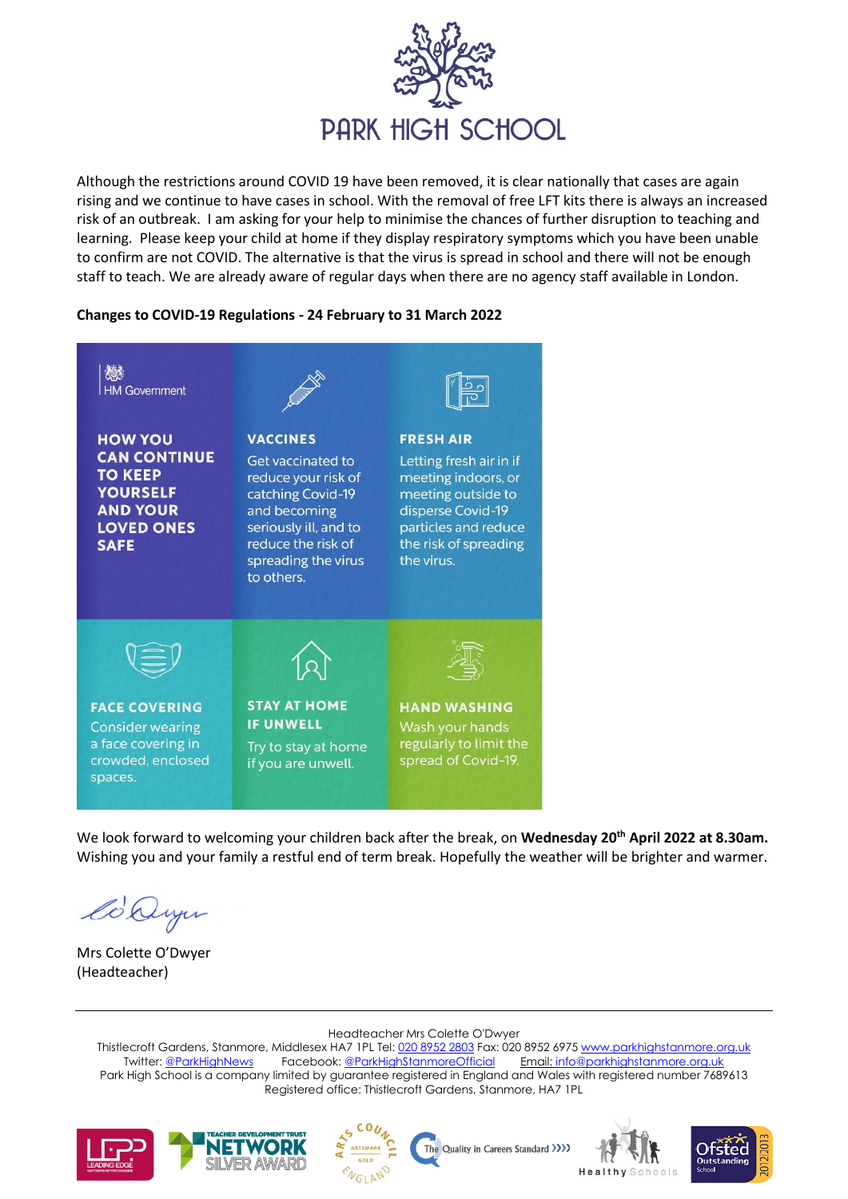# PARK HIGH SCHOOL

Although the restrictions around COVID 19 have been removed, it is clear nationally that cases are again rising and we continue to have cases in school. With the removal of free LFT kits there is always an increased risk of an outbreak. I am asking for your help to minimise the chances of further disruption to teaching and learning. Please keep your child at home if they display respiratory symptoms which you have been unable to confirm are not COVID. The alternative is that the virus is spread in school and there will not be enough staff to teach. We are already aware of regular days when there are no agency staff available in London.

**Changes to COVID-19 Regulations - 24 February to 31 March 2022**

HM Government

**HOW YOU CAN CONTINUE TO KEEP YOURSELF AND YOUR LOVED ONES SAFE**

**VACCINES**
Get vaccinated to reduce your risk of catching Covid-19 and becoming seriously ill, and to reduce the risk of spreading the virus to others.

**FRESH AIR**
Letting fresh air in if meeting indoors, or meeting outside to disperse Covid-19 particles and reduce the risk of spreading the virus.

**FACE COVERING**
Consider wearing a face covering in crowded, enclosed spaces.

**STAY AT HOME IF UNWELL**
Try to stay at home if you are unwell.

**HAND WASHING**
Wash your hands regularly to limit the spread of Covid-19.

We look forward to welcoming your children back after the break, on **Wednesday 20th April 2022 at 8.30am.** Wishing you and your family a restful end of term break. Hopefully the weather will be brighter and warmer.

Mrs Colette O'Dwyer
(Headteacher)

Headteacher Mrs Colette O'Dwyer
Thistlecroft Gardens, Stanmore, Middlesex HA7 1PL Tel: 020 8952 2803 Fax: 020 8952 6975 www.parkhighstanmore.org.uk
Twitter: @ParkHighNews Facebook: @ParkHighStanmoreOfficial Email: info@parkhighstanmore.org.uk
Park High School is a company limited by guarantee registered in England and Wales with registered number 7689613
Registered office: Thistlecroft Gardens, Stanmore, HA7 1PL